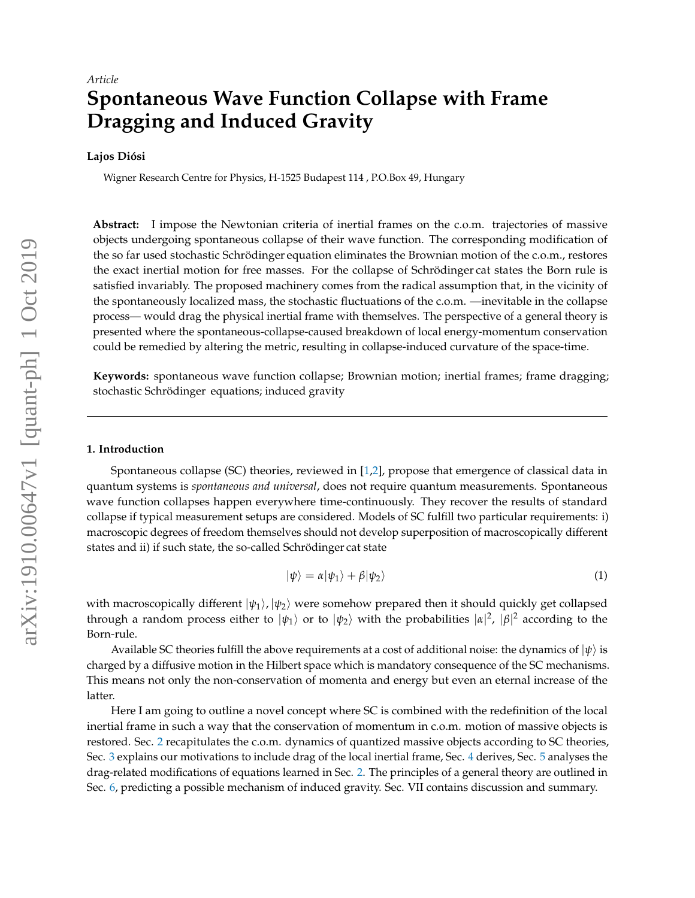*Article*

# Spontaneous Wave Function Collapse with Frame Dragging and Induced Gravity

**Lajos Diósi**

Wigner Research Centre for Physics, H-1525 Budapest 114 , P.O.Box 49, Hungary

**Abstract:** I impose the Newtonian criteria of inertial frames on the c.o.m. trajectories of massive objects undergoing spontaneous collapse of their wave function. The corresponding modification of the so far used stochastic Schrödinger equation eliminates the Brownian motion of the c.o.m., restores the exact inertial motion for free masses. For the collapse of Schrödinger cat states the Born rule is satisfied invariably. The proposed machinery comes from the radical assumption that, in the vicinity of the spontaneously localized mass, the stochastic fluctuations of the c.o.m. —inevitable in the collapse process— would drag the physical inertial frame with themselves. The perspective of a general theory is presented where the spontaneous-collapse-caused breakdown of local energy-momentum conservation could be remedied by altering the metric, resulting in collapse-induced curvature of the space-time.

**Keywords:** spontaneous wave function collapse; Brownian motion; inertial frames; frame dragging; stochastic Schrödinger equations; induced gravity

## 1. Introduction

Spontaneous collapse (SC) theories, reviewed in [1,2], propose that emergence of classical data in quantum systems is *spontaneous and universal*, does not require quantum measurements. Spontaneous wave function collapses happen everywhere time-continuously. They recover the results of standard collapse if typical measurement setups are considered. Models of SC fulfill two particular requirements: i) macroscopic degrees of freedom themselves should not develop superposition of macroscopically different states and ii) if such state, the so-called Schrödinger cat state

$$|\psi\rangle = \alpha|\psi_1\rangle + \beta|\psi_2\rangle \tag{1}$$

with macroscopically different $|\psi_1\rangle, |\psi_2\rangle$ were somehow prepared then it should quickly get collapsed through a random process either to $|\psi_1\rangle$ or to $|\psi_2\rangle$ with the probabilities $|\alpha|^2$, $|\beta|^2$ according to the Born-rule.

Available SC theories fulfill the above requirements at a cost of additional noise: the dynamics of $|\psi\rangle$ is charged by a diffusive motion in the Hilbert space which is mandatory consequence of the SC mechanisms. This means not only the non-conservation of momenta and energy but even an eternal increase of the latter.

Here I am going to outline a novel concept where SC is combined with the redefinition of the local inertial frame in such a way that the conservation of momentum in c.o.m. motion of massive objects is restored. Sec. 2 recapitulates the c.o.m. dynamics of quantized massive objects according to SC theories, Sec. 3 explains our motivations to include drag of the local inertial frame, Sec. 4 derives, Sec. 5 analyses the drag-related modifications of equations learned in Sec. 2. The principles of a general theory are outlined in Sec. 6, predicting a possible mechanism of induced gravity. Sec. VII contains discussion and summary.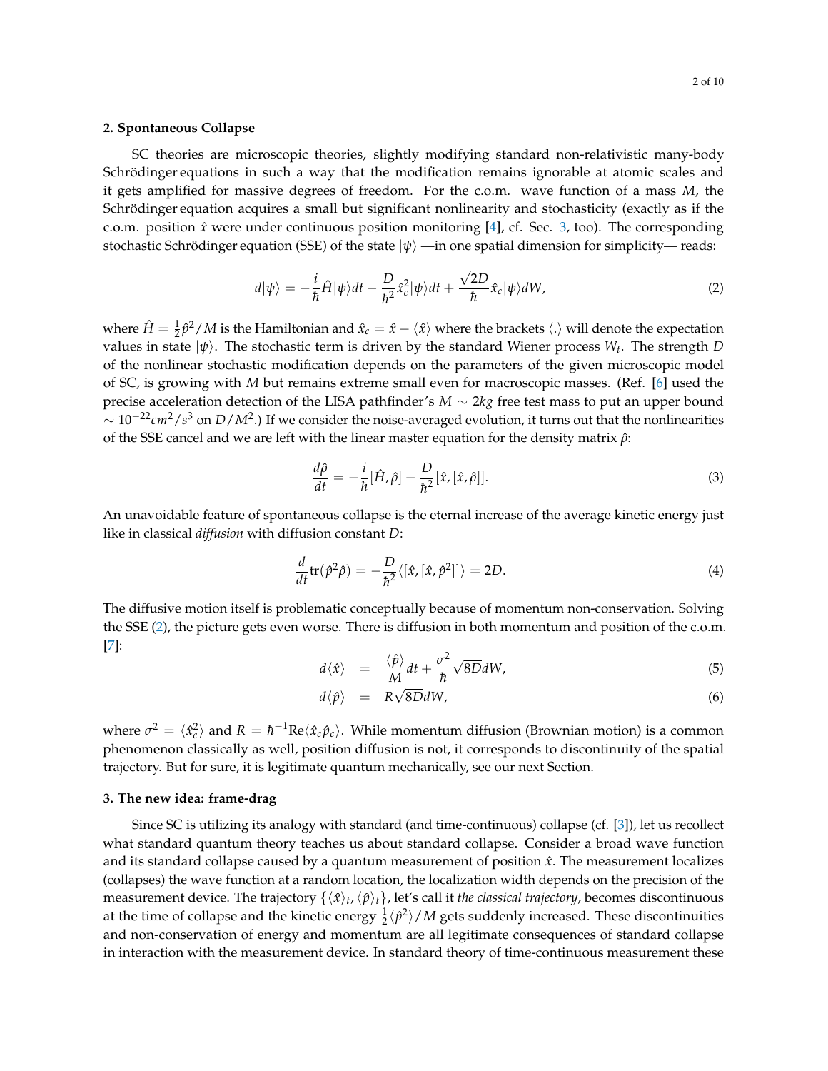## 2. Spontaneous Collapse

SC theories are microscopic theories, slightly modifying standard non-relativistic many-body Schrödinger equations in such a way that the modification remains ignorable at atomic scales and it gets amplified for massive degrees of freedom. For the c.o.m. wave function of a mass $M$, the Schrödinger equation acquires a small but significant nonlinearity and stochasticity (exactly as if the c.o.m. position $\hat{x}$ were under continuous position monitoring [4], cf. Sec. 3, too). The corresponding stochastic Schrödinger equation (SSE) of the state $|\psi\rangle$ —in one spatial dimension for simplicity— reads:

$$
d|\psi\rangle = -\frac{i}{\hbar}\hat{H}|\psi\rangle dt - \frac{D}{\hbar^2}\hat{x}_c^2|\psi\rangle dt + \frac{\sqrt{2D}}{\hbar}\hat{x}_c|\psi\rangle dW, \tag{2}
$$

where $\hat{H} = \frac{1}{2}\hat{p}^2/M$ is the Hamiltonian and $\hat{x}_c = \hat{x} - \langle\hat{x}\rangle$ where the brackets $\langle . \rangle$ will denote the expectation values in state $|\psi\rangle$. The stochastic term is driven by the standard Wiener process $W_t$. The strength $D$ of the nonlinear stochastic modification depends on the parameters of the given microscopic model of SC, is growing with $M$ but remains extreme small even for macroscopic masses. (Ref. [6] used the precise acceleration detection of the LISA pathfinder's $M \sim 2kg$ free test mass to put an upper bound $\sim 10^{-22} cm^2/s^3$ on $D/M^2$.) If we consider the noise-averaged evolution, it turns out that the nonlinearities of the SSE cancel and we are left with the linear master equation for the density matrix $\hat{\rho}$:

$$
\frac{d\hat{\rho}}{dt} = -\frac{i}{\hbar}[\hat{H},\hat{\rho}] - \frac{D}{\hbar^2}[\hat{x},[\hat{x},\hat{\rho}]]. \tag{3}
$$

An unavoidable feature of spontaneous collapse is the eternal increase of the average kinetic energy just like in classical *diffusion* with diffusion constant $D$:

$$
\frac{d}{dt}\mathrm{tr}(\hat{p}^2\hat{\rho}) = -\frac{D}{\hbar^2}\langle[\hat{x},[\hat{x},\hat{p}^2]]\rangle = 2D. \tag{4}
$$

The diffusive motion itself is problematic conceptually because of momentum non-conservation. Solving the SSE (2), the picture gets even worse. There is diffusion in both momentum and position of the c.o.m. [7]:

$$
d\langle\hat{x}\rangle = \frac{\langle\hat{p}\rangle}{M}dt + \frac{\sigma^2}{\hbar}\sqrt{8D}dW, \tag{5}
$$

$$
d\langle\hat{p}\rangle = R\sqrt{8D}dW, \tag{6}
$$

where $\sigma^2 = \langle\hat{x}_c^2\rangle$ and $R = \hbar^{-1}\mathrm{Re}\langle\hat{x}_c\hat{p}_c\rangle$. While momentum diffusion (Brownian motion) is a common phenomenon classically as well, position diffusion is not, it corresponds to discontinuity of the spatial trajectory. But for sure, it is legitimate quantum mechanically, see our next Section.

## 3. The new idea: frame-drag

Since SC is utilizing its analogy with standard (and time-continuous) collapse (cf. [3]), let us recollect what standard quantum theory teaches us about standard collapse. Consider a broad wave function and its standard collapse caused by a quantum measurement of position $\hat{x}$. The measurement localizes (collapses) the wave function at a random location, the localization width depends on the precision of the measurement device. The trajectory $\{\langle\hat{x}\rangle_t, \langle\hat{p}\rangle_t\}$, let's call it *the classical trajectory*, becomes discontinuous at the time of collapse and the kinetic energy $\frac{1}{2}\langle\hat{p}^2\rangle/M$ gets suddenly increased. These discontinuities and non-conservation of energy and momentum are all legitimate consequences of standard collapse in interaction with the measurement device. In standard theory of time-continuous measurement these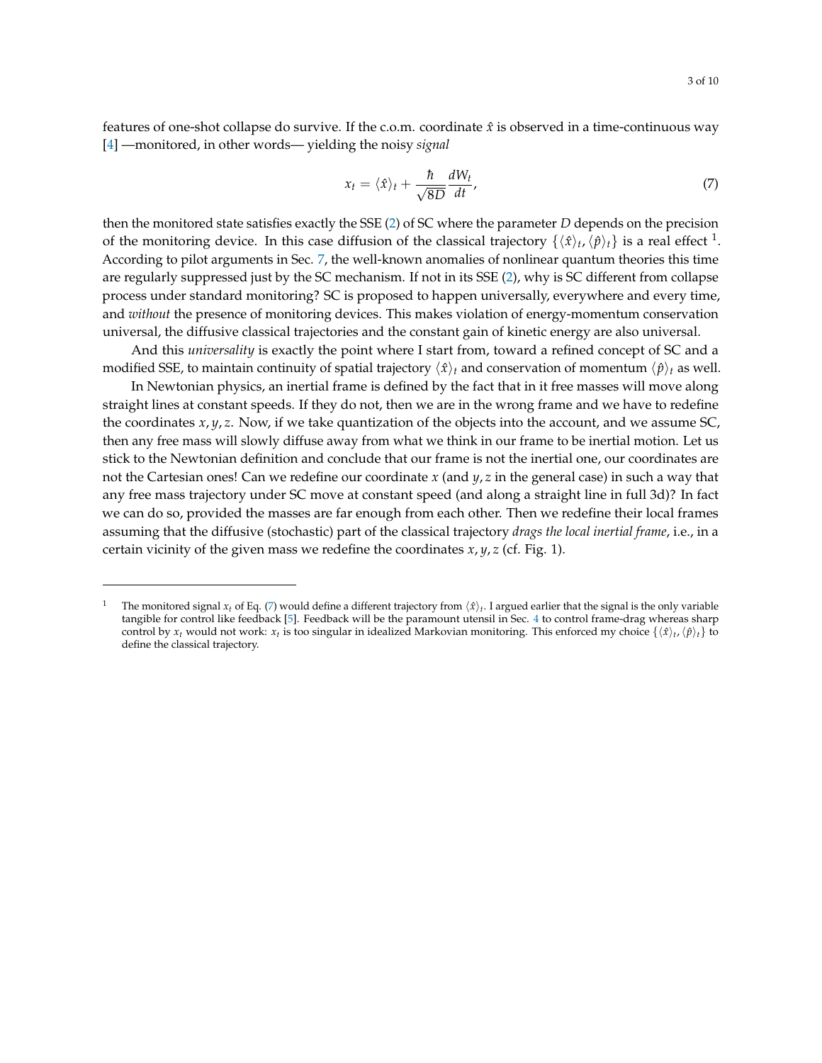features of one-shot collapse do survive. If the c.o.m. coordinate $\hat{x}$ is observed in a time-continuous way [4] —monitored, in other words— yielding the noisy *signal*

$$x_t = \langle \hat{x} \rangle_t + \frac{\hbar}{\sqrt{8D}} \frac{dW_t}{dt}, \tag{7}$$

then the monitored state satisfies exactly the SSE (2) of SC where the parameter $D$ depends on the precision of the monitoring device. In this case diffusion of the classical trajectory $\{\langle \hat{x} \rangle_t, \langle \hat{p} \rangle_t\}$ is a real effect [1]. According to pilot arguments in Sec. 7, the well-known anomalies of nonlinear quantum theories this time are regularly suppressed just by the SC mechanism. If not in its SSE (2), why is SC different from collapse process under standard monitoring? SC is proposed to happen universally, everywhere and every time, and *without* the presence of monitoring devices. This makes violation of energy-momentum conservation universal, the diffusive classical trajectories and the constant gain of kinetic energy are also universal.

And this *universality* is exactly the point where I start from, toward a refined concept of SC and a modified SSE, to maintain continuity of spatial trajectory $\langle \hat{x} \rangle_t$ and conservation of momentum $\langle \hat{p} \rangle_t$ as well.

In Newtonian physics, an inertial frame is defined by the fact that in it free masses will move along straight lines at constant speeds. If they do not, then we are in the wrong frame and we have to redefine the coordinates $x, y, z$. Now, if we take quantization of the objects into the account, and we assume SC, then any free mass will slowly diffuse away from what we think in our frame to be inertial motion. Let us stick to the Newtonian definition and conclude that our frame is not the inertial one, our coordinates are not the Cartesian ones! Can we redefine our coordinate $x$ (and $y, z$ in the general case) in such a way that any free mass trajectory under SC move at constant speed (and along a straight line in full 3d)? In fact we can do so, provided the masses are far enough from each other. Then we redefine their local frames assuming that the diffusive (stochastic) part of the classical trajectory *drags the local inertial frame*, i.e., in a certain vicinity of the given mass we redefine the coordinates $x, y, z$ (cf. Fig. 1).

---

[1] The monitored signal $x_t$ of Eq. (7) would define a different trajectory from $\langle \hat{x} \rangle_t$. I argued earlier that the signal is the only variable tangible for control like feedback [5]. Feedback will be the paramount utensil in Sec. 4 to control frame-drag whereas sharp control by $x_t$ would not work: $x_t$ is too singular in idealized Markovian monitoring. This enforced my choice $\{\langle \hat{x} \rangle_t, \langle \hat{p} \rangle_t\}$ to define the classical trajectory.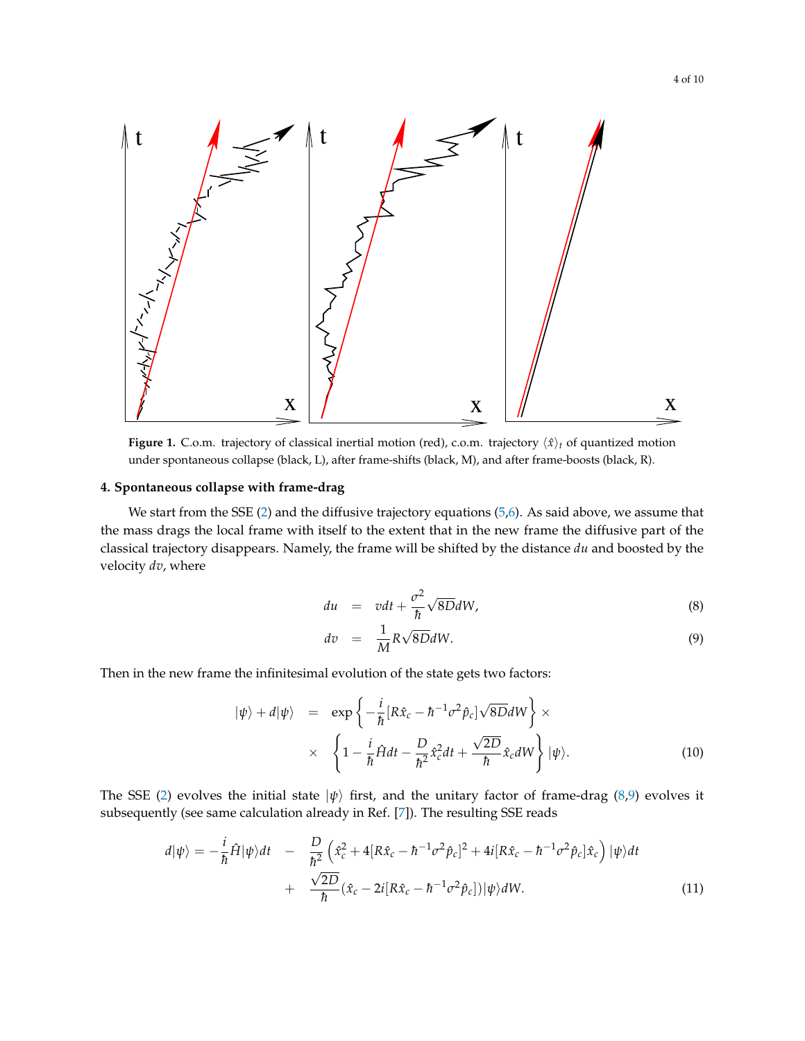**Figure 1.** C.o.m. trajectory of classical inertial motion (red), c.o.m. trajectory $\langle\hat{x}\rangle_t$ of quantized motion under spontaneous collapse (black, L), after frame-shifts (black, M), and after frame-boosts (black, R).

### 4. Spontaneous collapse with frame-drag

We start from the SSE (2) and the diffusive trajectory equations (5,6). As said above, we assume that the mass drags the local frame with itself to the extent that in the new frame the diffusive part of the classical trajectory disappears. Namely, the frame will be shifted by the distance $du$ and boosted by the velocity $dv$, where

$$
\begin{aligned}
du &= vdt + \frac{\sigma^2}{\hbar}\sqrt{8D}dW, &(8)\\
dv &= \frac{1}{M}R\sqrt{8D}dW. &(9)
\end{aligned}
$$

Then in the new frame the infinitesimal evolution of the state gets two factors:

$$
\begin{aligned}
|\psi\rangle + d|\psi\rangle &= \exp\left\{-\frac{i}{\hbar}[R\hat{x}_c - \hbar^{-1}\sigma^2\hat{p}_c]\sqrt{8D}dW\right\} \times \\
&\times \left\{1 - \frac{i}{\hbar}\hat{H}dt - \frac{D}{\hbar^2}\hat{x}_c^2 dt + \frac{\sqrt{2D}}{\hbar}\hat{x}_c dW\right\}|\psi\rangle. \qquad (10)
\end{aligned}
$$

The SSE (2) evolves the initial state $|\psi\rangle$ first, and the unitary factor of frame-drag (8,9) evolves it subsequently (see same calculation already in Ref. [7]). The resulting SSE reads

$$
\begin{aligned}
d|\psi\rangle = -\frac{i}{\hbar}\hat{H}|\psi\rangle dt &- \frac{D}{\hbar^2}\left(\hat{x}_c^2 + 4[R\hat{x}_c - \hbar^{-1}\sigma^2\hat{p}_c]^2 + 4i[R\hat{x}_c - \hbar^{-1}\sigma^2\hat{p}_c]\hat{x}_c\right)|\psi\rangle dt \\
&+ \frac{\sqrt{2D}}{\hbar}(\hat{x}_c - 2i[R\hat{x}_c - \hbar^{-1}\sigma^2\hat{p}_c])|\psi\rangle dW. \qquad (11)
\end{aligned}
$$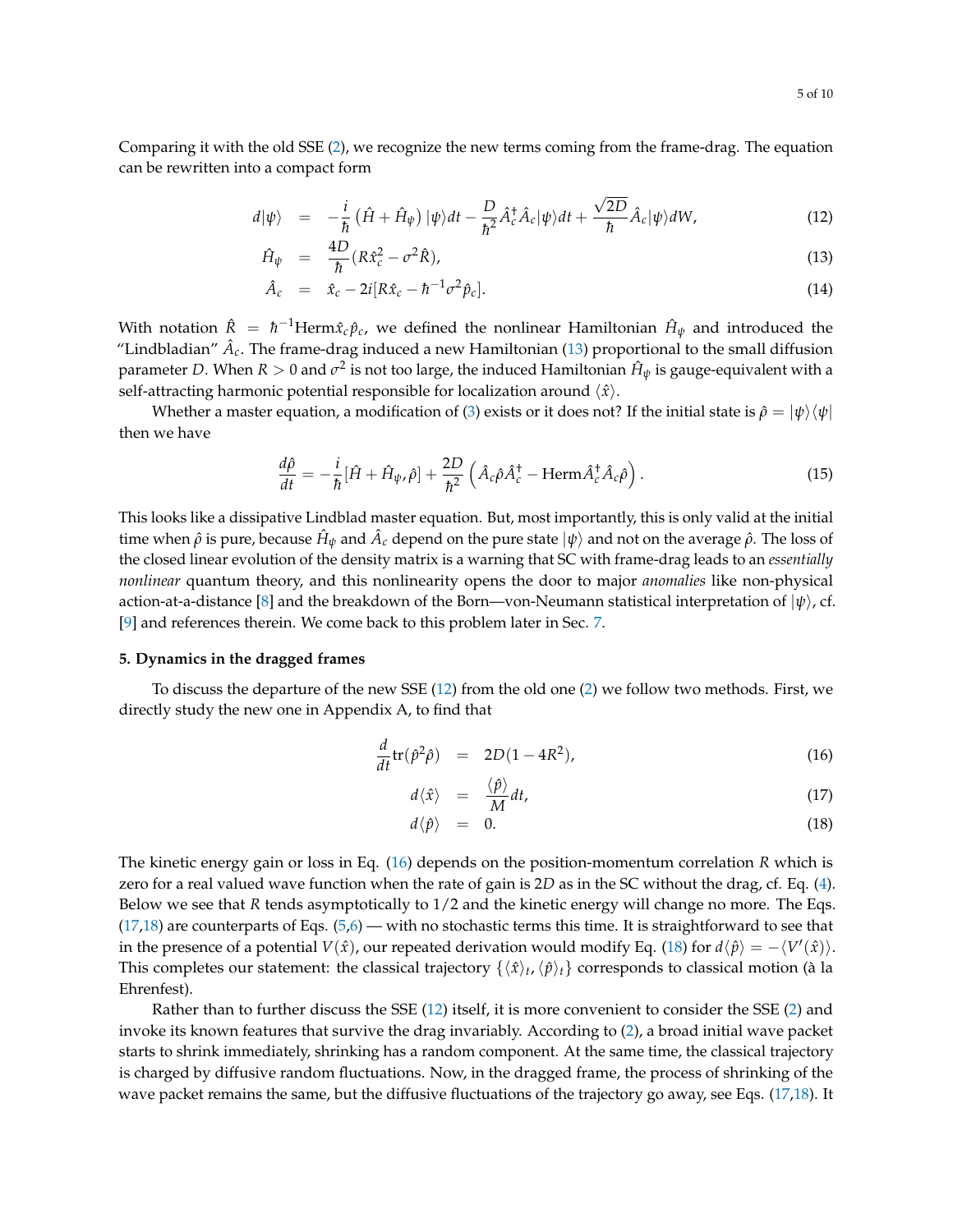Comparing it with the old SSE (2), we recognize the new terms coming from the frame-drag. The equation can be rewritten into a compact form

$$
\begin{aligned}
d|\psi\rangle &= -\frac{i}{\hbar}\left(\hat{H}+\hat{H}_\psi\right)|\psi\rangle dt - \frac{D}{\hbar^2}\hat{A}_c^\dagger \hat{A}_c|\psi\rangle dt + \frac{\sqrt{2D}}{\hbar}\hat{A}_c|\psi\rangle dW, &(12)\\
\hat{H}_\psi &= \frac{4D}{\hbar}(R\hat{x}_c^2 - \sigma^2\hat{R}), &(13)\\
\hat{A}_c &= \hat{x}_c - 2i[R\hat{x}_c - \hbar^{-1}\sigma^2\hat{p}_c]. &(14)
\end{aligned}
$$

With notation $\hat{R} = \hbar^{-1}\mathrm{Herm}\hat{x}_c\hat{p}_c$, we defined the nonlinear Hamiltonian $\hat{H}_\psi$ and introduced the "Lindbladian" $\hat{A}_c$. The frame-drag induced a new Hamiltonian (13) proportional to the small diffusion parameter $D$. When $R > 0$ and $\sigma^2$ is not too large, the induced Hamiltonian $\hat{H}_\psi$ is gauge-equivalent with a self-attracting harmonic potential responsible for localization around $\langle\hat{x}\rangle$.

Whether a master equation, a modification of (3) exists or it does not? If the initial state is $\hat{\rho} = |\psi\rangle\langle\psi|$ then we have

$$
\frac{d\hat{\rho}}{dt} = -\frac{i}{\hbar}[\hat{H}+\hat{H}_\psi,\hat{\rho}] + \frac{2D}{\hbar^2}\left(\hat{A}_c\hat{\rho}\hat{A}_c^\dagger - \mathrm{Herm}\hat{A}_c^\dagger\hat{A}_c\hat{\rho}\right). \tag{15}
$$

This looks like a dissipative Lindblad master equation. But, most importantly, this is only valid at the initial time when $\hat{\rho}$ is pure, because $\hat{H}_\psi$ and $\hat{A}_c$ depend on the pure state $|\psi\rangle$ and not on the average $\hat{\rho}$. The loss of the closed linear evolution of the density matrix is a warning that SC with frame-drag leads to an *essentially nonlinear* quantum theory, and this nonlinearity opens the door to major *anomalies* like non-physical action-at-a-distance [8] and the breakdown of the Born—von-Neumann statistical interpretation of $|\psi\rangle$, cf. [9] and references therein. We come back to this problem later in Sec. 7.

## 5. Dynamics in the dragged frames

To discuss the departure of the new SSE (12) from the old one (2) we follow two methods. First, we directly study the new one in Appendix A, to find that

$$
\begin{aligned}
\frac{d}{dt}\mathrm{tr}(\hat{p}^2\hat{\rho}) &= 2D(1-4R^2), &(16)\\
d\langle\hat{x}\rangle &= \frac{\langle\hat{p}\rangle}{M}dt, &(17)\\
d\langle\hat{p}\rangle &= 0. &(18)
\end{aligned}
$$

The kinetic energy gain or loss in Eq. (16) depends on the position-momentum correlation $R$ which is zero for a real valued wave function when the rate of gain is $2D$ as in the SC without the drag, cf. Eq. (4). Below we see that $R$ tends asymptotically to $1/2$ and the kinetic energy will change no more. The Eqs. (17,18) are counterparts of Eqs. (5,6) — with no stochastic terms this time. It is straightforward to see that in the presence of a potential $V(\hat{x})$, our repeated derivation would modify Eq. (18) for $d\langle\hat{p}\rangle = -\langle V'(\hat{x})\rangle$. This completes our statement: the classical trajectory $\{\langle\hat{x}\rangle_t, \langle\hat{p}\rangle_t\}$ corresponds to classical motion (à la Ehrenfest).

Rather than to further discuss the SSE (12) itself, it is more convenient to consider the SSE (2) and invoke its known features that survive the drag invariably. According to (2), a broad initial wave packet starts to shrink immediately, shrinking has a random component. At the same time, the classical trajectory is charged by diffusive random fluctuations. Now, in the dragged frame, the process of shrinking of the wave packet remains the same, but the diffusive fluctuations of the trajectory go away, see Eqs. (17,18). It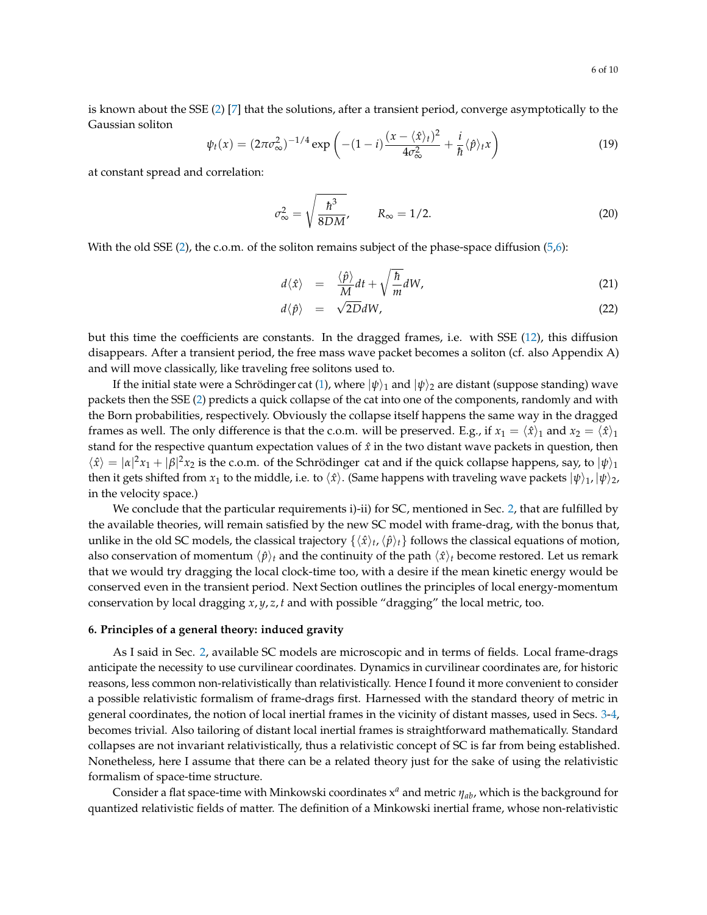is known about the SSE (2) [7] that the solutions, after a transient period, converge asymptotically to the Gaussian soliton

$$\psi_t(x) = (2\pi\sigma_\infty^2)^{-1/4} \exp\left(-(1-i)\frac{(x-\langle\hat{x}\rangle_t)^2}{4\sigma_\infty^2} + \frac{i}{\hbar}\langle\hat{p}\rangle_t x\right) \tag{19}$$

at constant spread and correlation:

$$\sigma_\infty^2 = \sqrt{\frac{\hbar^3}{8DM}}, \qquad R_\infty = 1/2. \tag{20}$$

With the old SSE (2), the c.o.m. of the soliton remains subject of the phase-space diffusion (5,6):

$$d\langle\hat{x}\rangle = \frac{\langle\hat{p}\rangle}{M}dt + \sqrt{\frac{\hbar}{m}}dW, \tag{21}$$

$$d\langle\hat{p}\rangle = \sqrt{2D}dW, \tag{22}$$

but this time the coefficients are constants. In the dragged frames, i.e. with SSE (12), this diffusion disappears. After a transient period, the free mass wave packet becomes a soliton (cf. also Appendix A) and will move classically, like traveling free solitons used to.

If the initial state were a Schrödinger cat (1), where $|\psi\rangle_1$ and $|\psi\rangle_2$ are distant (suppose standing) wave packets then the SSE (2) predicts a quick collapse of the cat into one of the components, randomly and with the Born probabilities, respectively. Obviously the collapse itself happens the same way in the dragged frames as well. The only difference is that the c.o.m. will be preserved. E.g., if $x_1 = \langle\hat{x}\rangle_1$ and $x_2 = \langle\hat{x}\rangle_1$ stand for the respective quantum expectation values of $\hat{x}$ in the two distant wave packets in question, then $\langle\hat{x}\rangle = |\alpha|^2 x_1 + |\beta|^2 x_2$ is the c.o.m. of the Schrödinger cat and if the quick collapse happens, say, to $|\psi\rangle_1$ then it gets shifted from $x_1$ to the middle, i.e. to $\langle\hat{x}\rangle$. (Same happens with traveling wave packets $|\psi\rangle_1, |\psi\rangle_2$, in the velocity space.)

We conclude that the particular requirements i)-ii) for SC, mentioned in Sec. 2, that are fulfilled by the available theories, will remain satisfied by the new SC model with frame-drag, with the bonus that, unlike in the old SC models, the classical trajectory $\{\langle\hat{x}\rangle_t, \langle\hat{p}\rangle_t\}$ follows the classical equations of motion, also conservation of momentum $\langle\hat{p}\rangle_t$ and the continuity of the path $\langle\hat{x}\rangle_t$ become restored. Let us remark that we would try dragging the local clock-time too, with a desire if the mean kinetic energy would be conserved even in the transient period. Next Section outlines the principles of local energy-momentum conservation by local dragging $x, y, z, t$ and with possible "dragging" the local metric, too.

#### 6. Principles of a general theory: induced gravity

As I said in Sec. 2, available SC models are microscopic and in terms of fields. Local frame-drags anticipate the necessity to use curvilinear coordinates. Dynamics in curvilinear coordinates are, for historic reasons, less common non-relativistically than relativistically. Hence I found it more convenient to consider a possible relativistic formalism of frame-drags first. Harnessed with the standard theory of metric in general coordinates, the notion of local inertial frames in the vicinity of distant masses, used in Secs. 3-4, becomes trivial. Also tailoring of distant local inertial frames is straightforward mathematically. Standard collapses are not invariant relativistically, thus a relativistic concept of SC is far from being established. Nonetheless, here I assume that there can be a related theory just for the sake of using the relativistic formalism of space-time structure.

Consider a flat space-time with Minkowski coordinates $\mathrm{x}^a$ and metric $\eta_{ab}$, which is the background for quantized relativistic fields of matter. The definition of a Minkowski inertial frame, whose non-relativistic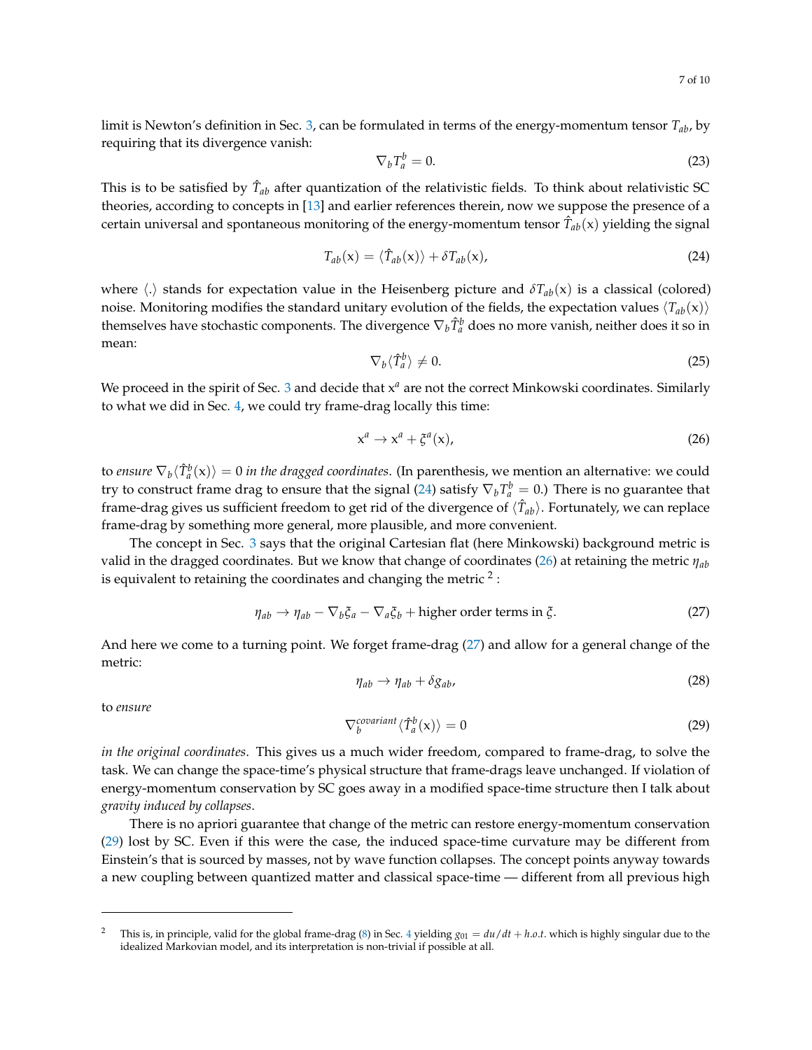limit is Newton's definition in Sec. 3, can be formulated in terms of the energy-momentum tensor $T_{ab}$, by requiring that its divergence vanish:

$$\nabla_b T^b_a = 0. \tag{23}$$

This is to be satisfied by $\hat{T}_{ab}$ after quantization of the relativistic fields. To think about relativistic SC theories, according to concepts in [13] and earlier references therein, now we suppose the presence of a certain universal and spontaneous monitoring of the energy-momentum tensor $\hat{T}_{ab}(\mathrm{x})$ yielding the signal

$$T_{ab}(\mathrm{x}) = \langle \hat{T}_{ab}(\mathrm{x}) \rangle + \delta T_{ab}(\mathrm{x}), \tag{24}$$

where $\langle . \rangle$ stands for expectation value in the Heisenberg picture and $\delta T_{ab}(\mathrm{x})$ is a classical (colored) noise. Monitoring modifies the standard unitary evolution of the fields, the expectation values $\langle T_{ab}(\mathrm{x}) \rangle$ themselves have stochastic components. The divergence $\nabla_b \hat{T}^b_a$ does no more vanish, neither does it so in mean:

$$\nabla_b \langle \hat{T}^b_a \rangle \neq 0. \tag{25}$$

We proceed in the spirit of Sec. 3 and decide that $\mathrm{x}^a$ are not the correct Minkowski coordinates. Similarly to what we did in Sec. 4, we could try frame-drag locally this time:

$$\mathrm{x}^a \to \mathrm{x}^a + \xi^a(\mathrm{x}), \tag{26}$$

to *ensure* $\nabla_b \langle \hat{T}^b_a(\mathrm{x}) \rangle = 0$ *in the dragged coordinates*. (In parenthesis, we mention an alternative: we could try to construct frame drag to ensure that the signal (24) satisfy $\nabla_b T^b_a = 0$.) There is no guarantee that frame-drag gives us sufficient freedom to get rid of the divergence of $\langle \hat{T}_{ab} \rangle$. Fortunately, we can replace frame-drag by something more general, more plausible, and more convenient.

The concept in Sec. 3 says that the original Cartesian flat (here Minkowski) background metric is valid in the dragged coordinates. But we know that change of coordinates (26) at retaining the metric $\eta_{ab}$ is equivalent to retaining the coordinates and changing the metric [2] :

$$\eta_{ab} \to \eta_{ab} - \nabla_b \xi_a - \nabla_a \xi_b + \text{higher order terms in } \xi. \tag{27}$$

And here we come to a turning point. We forget frame-drag (27) and allow for a general change of the metric:

$$\eta_{ab} \to \eta_{ab} + \delta g_{ab}, \tag{28}$$

to *ensure*

$$\nabla_b^{covariant} \langle \hat{T}^b_a(\mathrm{x}) \rangle = 0 \tag{29}$$

*in the original coordinates*. This gives us a much wider freedom, compared to frame-drag, to solve the task. We can change the space-time's physical structure that frame-drags leave unchanged. If violation of energy-momentum conservation by SC goes away in a modified space-time structure then I talk about *gravity induced by collapses*.

There is no apriori guarantee that change of the metric can restore energy-momentum conservation (29) lost by SC. Even if this were the case, the induced space-time curvature may be different from Einstein's that is sourced by masses, not by wave function collapses. The concept points anyway towards a new coupling between quantized matter and classical space-time — different from all previous high

---

[2] This is, in principle, valid for the global frame-drag (8) in Sec. 4 yielding $g_{01} = du/dt + h.o.t.$ which is highly singular due to the idealized Markovian model, and its interpretation is non-trivial if possible at all.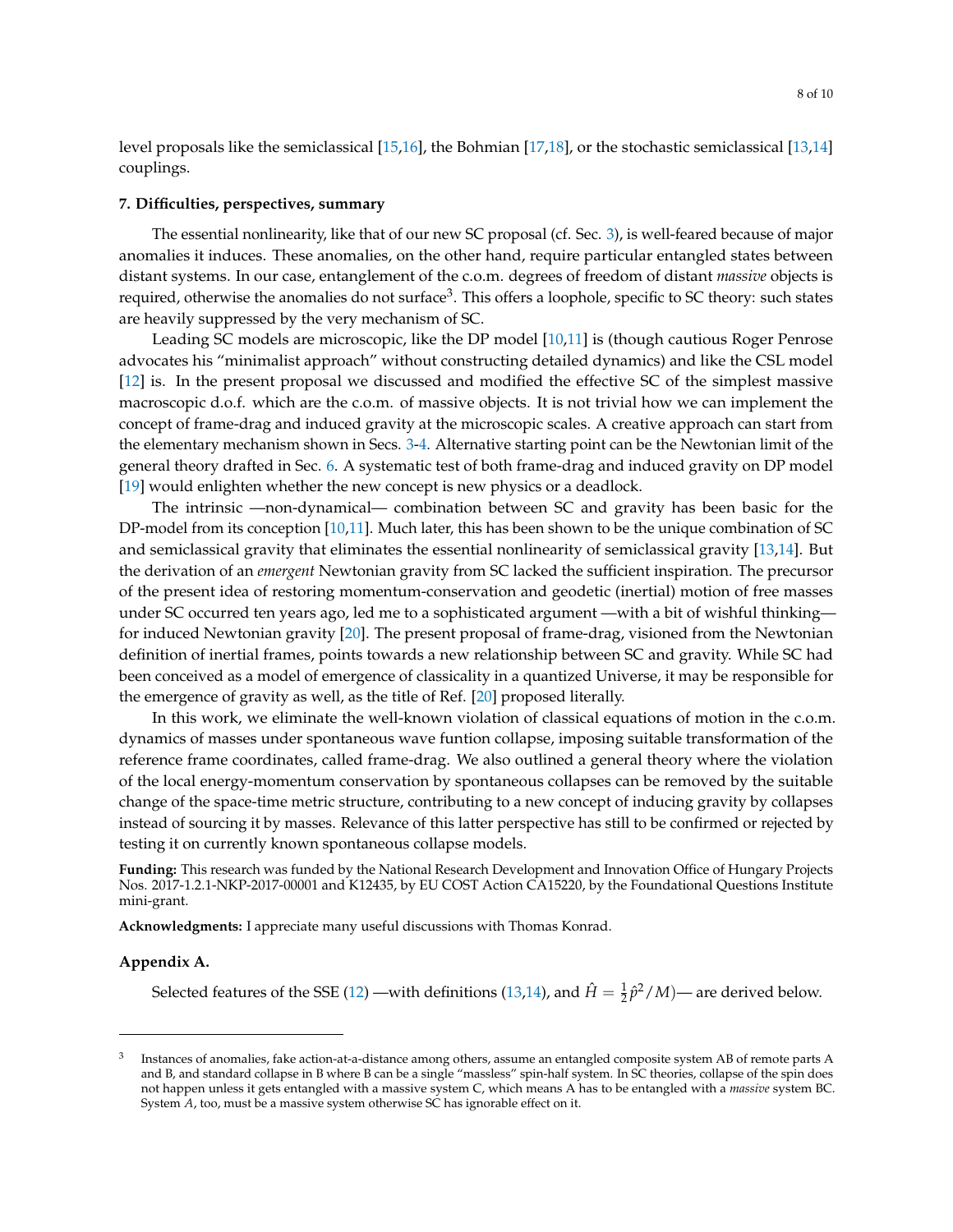level proposals like the semiclassical [15,16], the Bohmian [17,18], or the stochastic semiclassical [13,14] couplings.

### 7. Difficulties, perspectives, summary

The essential nonlinearity, like that of our new SC proposal (cf. Sec. 3), is well-feared because of major anomalies it induces. These anomalies, on the other hand, require particular entangled states between distant systems. In our case, entanglement of the c.o.m. degrees of freedom of distant *massive* objects is required, otherwise the anomalies do not surface[3]. This offers a loophole, specific to SC theory: such states are heavily suppressed by the very mechanism of SC.

Leading SC models are microscopic, like the DP model [10,11] is (though cautious Roger Penrose advocates his "minimalist approach" without constructing detailed dynamics) and like the CSL model [12] is. In the present proposal we discussed and modified the effective SC of the simplest massive macroscopic d.o.f. which are the c.o.m. of massive objects. It is not trivial how we can implement the concept of frame-drag and induced gravity at the microscopic scales. A creative approach can start from the elementary mechanism shown in Secs. 3-4. Alternative starting point can be the Newtonian limit of the general theory drafted in Sec. 6. A systematic test of both frame-drag and induced gravity on DP model [19] would enlighten whether the new concept is new physics or a deadlock.

The intrinsic —non-dynamical— combination between SC and gravity has been basic for the DP-model from its conception [10,11]. Much later, this has been shown to be the unique combination of SC and semiclassical gravity that eliminates the essential nonlinearity of semiclassical gravity [13,14]. But the derivation of an *emergent* Newtonian gravity from SC lacked the sufficient inspiration. The precursor of the present idea of restoring momentum-conservation and geodetic (inertial) motion of free masses under SC occurred ten years ago, led me to a sophisticated argument —with a bit of wishful thinking— for induced Newtonian gravity [20]. The present proposal of frame-drag, visioned from the Newtonian definition of inertial frames, points towards a new relationship between SC and gravity. While SC had been conceived as a model of emergence of classicality in a quantized Universe, it may be responsible for the emergence of gravity as well, as the title of Ref. [20] proposed literally.

In this work, we eliminate the well-known violation of classical equations of motion in the c.o.m. dynamics of masses under spontaneous wave funtion collapse, imposing suitable transformation of the reference frame coordinates, called frame-drag. We also outlined a general theory where the violation of the local energy-momentum conservation by spontaneous collapses can be removed by the suitable change of the space-time metric structure, contributing to a new concept of inducing gravity by collapses instead of sourcing it by masses. Relevance of this latter perspective has still to be confirmed or rejected by testing it on currently known spontaneous collapse models.

**Funding:** This research was funded by the National Research Development and Innovation Office of Hungary Projects Nos. 2017-1.2.1-NKP-2017-00001 and K12435, by EU COST Action CA15220, by the Foundational Questions Institute mini-grant.

**Acknowledgments:** I appreciate many useful discussions with Thomas Konrad.

### Appendix A.

Selected features of the SSE (12) —with definitions (13,14), and $\hat{H} = \frac{1}{2}\hat{p}^2/M$)— are derived below.

---

[3] Instances of anomalies, fake action-at-a-distance among others, assume an entangled composite system AB of remote parts A and B, and standard collapse in B where B can be a single "massless" spin-half system. In SC theories, collapse of the spin does not happen unless it gets entangled with a massive system C, which means A has to be entangled with a *massive* system BC. System $A$, too, must be a massive system otherwise SC has ignorable effect on it.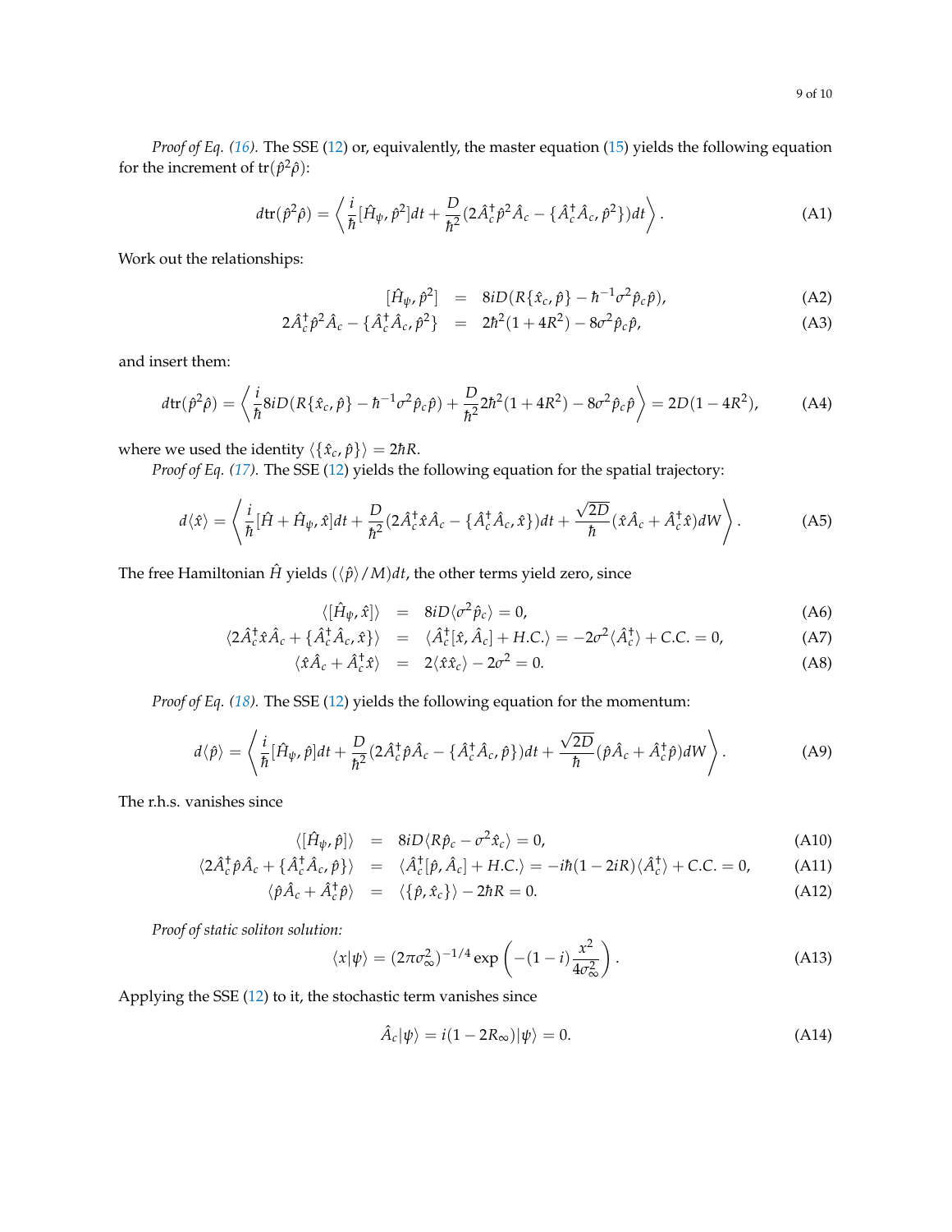*Proof of Eq. (16).* The SSE (12) or, equivalently, the master equation (15) yields the following equation for the increment of $\mathrm{tr}(\hat{p}^2\hat{\rho})$:

$$d\mathrm{tr}(\hat{p}^2\hat{\rho}) = \left\langle \frac{i}{\hbar}[\hat{H}_\psi, \hat{p}^2]dt + \frac{D}{\hbar^2}(2\hat{A}_c^\dagger\hat{p}^2\hat{A}_c - \{\hat{A}_c^\dagger\hat{A}_c, \hat{p}^2\})dt \right\rangle. \tag{A1}$$

Work out the relationships:

$$[\hat{H}_\psi, \hat{p}^2] = 8iD(R\{\hat{x}_c, \hat{p}\} - \hbar^{-1}\sigma^2\hat{p}_c\hat{p}), \tag{A2}$$

$$2\hat{A}_c^\dagger\hat{p}^2\hat{A}_c - \{\hat{A}_c^\dagger\hat{A}_c, \hat{p}^2\} = 2\hbar^2(1+4R^2) - 8\sigma^2\hat{p}_c\hat{p}, \tag{A3}$$

and insert them:

$$d\mathrm{tr}(\hat{p}^2\hat{\rho}) = \left\langle \frac{i}{\hbar}8iD(R\{\hat{x}_c, \hat{p}\} - \hbar^{-1}\sigma^2\hat{p}_c\hat{p}) + \frac{D}{\hbar^2}2\hbar^2(1+4R^2) - 8\sigma^2\hat{p}_c\hat{p} \right\rangle = 2D(1-4R^2), \tag{A4}$$

where we used the identity $\langle\{\hat{x}_c, \hat{p}\}\rangle = 2\hbar R$.

*Proof of Eq. (17).* The SSE (12) yields the following equation for the spatial trajectory:

$$d\langle\hat{x}\rangle = \left\langle \frac{i}{\hbar}[\hat{H} + \hat{H}_\psi, \hat{x}]dt + \frac{D}{\hbar^2}(2\hat{A}_c^\dagger\hat{x}\hat{A}_c - \{\hat{A}_c^\dagger\hat{A}_c, \hat{x}\})dt + \frac{\sqrt{2D}}{\hbar}(\hat{x}\hat{A}_c + \hat{A}_c^\dagger\hat{x})dW \right\rangle. \tag{A5}$$

The free Hamiltonian $\hat{H}$ yields $(\langle\hat{p}\rangle/M)dt$, the other terms yield zero, since

$$\langle[\hat{H}_\psi, \hat{x}]\rangle = 8iD\langle\sigma^2\hat{p}_c\rangle = 0, \tag{A6}$$

$$\langle 2\hat{A}_c^\dagger\hat{x}\hat{A}_c + \{\hat{A}_c^\dagger\hat{A}_c, \hat{x}\}\rangle = \langle\hat{A}_c^\dagger[\hat{x}, \hat{A}_c] + H.C.\rangle = -2\sigma^2\langle\hat{A}_c^\dagger\rangle + C.C. = 0, \tag{A7}$$

$$\langle\hat{x}\hat{A}_c + \hat{A}_c^\dagger\hat{x}\rangle = 2\langle\hat{x}\hat{x}_c\rangle - 2\sigma^2 = 0. \tag{A8}$$

*Proof of Eq. (18).* The SSE (12) yields the following equation for the momentum:

$$d\langle\hat{p}\rangle = \left\langle \frac{i}{\hbar}[\hat{H}_\psi, \hat{p}]dt + \frac{D}{\hbar^2}(2\hat{A}_c^\dagger\hat{p}\hat{A}_c - \{\hat{A}_c^\dagger\hat{A}_c, \hat{p}\})dt + \frac{\sqrt{2D}}{\hbar}(\hat{p}\hat{A}_c + \hat{A}_c^\dagger\hat{p})dW \right\rangle. \tag{A9}$$

The r.h.s. vanishes since

$$\langle[\hat{H}_\psi, \hat{p}]\rangle = 8iD\langle R\hat{p}_c - \sigma^2\hat{x}_c\rangle = 0, \tag{A10}$$

$$\langle 2\hat{A}_c^\dagger\hat{p}\hat{A}_c + \{\hat{A}_c^\dagger\hat{A}_c, \hat{p}\}\rangle = \langle\hat{A}_c^\dagger[\hat{p}, \hat{A}_c] + H.C.\rangle = -i\hbar(1-2iR)\langle\hat{A}_c^\dagger\rangle + C.C. = 0, \tag{A11}$$

$$\langle\hat{p}\hat{A}_c + \hat{A}_c^\dagger\hat{p}\rangle = \langle\{\hat{p}, \hat{x}_c\}\rangle - 2\hbar R = 0. \tag{A12}$$

*Proof of static soliton solution:*

$$\langle x|\psi\rangle = (2\pi\sigma_\infty^2)^{-1/4}\exp\left(-(1-i)\frac{x^2}{4\sigma_\infty^2}\right). \tag{A13}$$

Applying the SSE (12) to it, the stochastic term vanishes since

$$\hat{A}_c|\psi\rangle = i(1-2R_\infty)|\psi\rangle = 0. \tag{A14}$$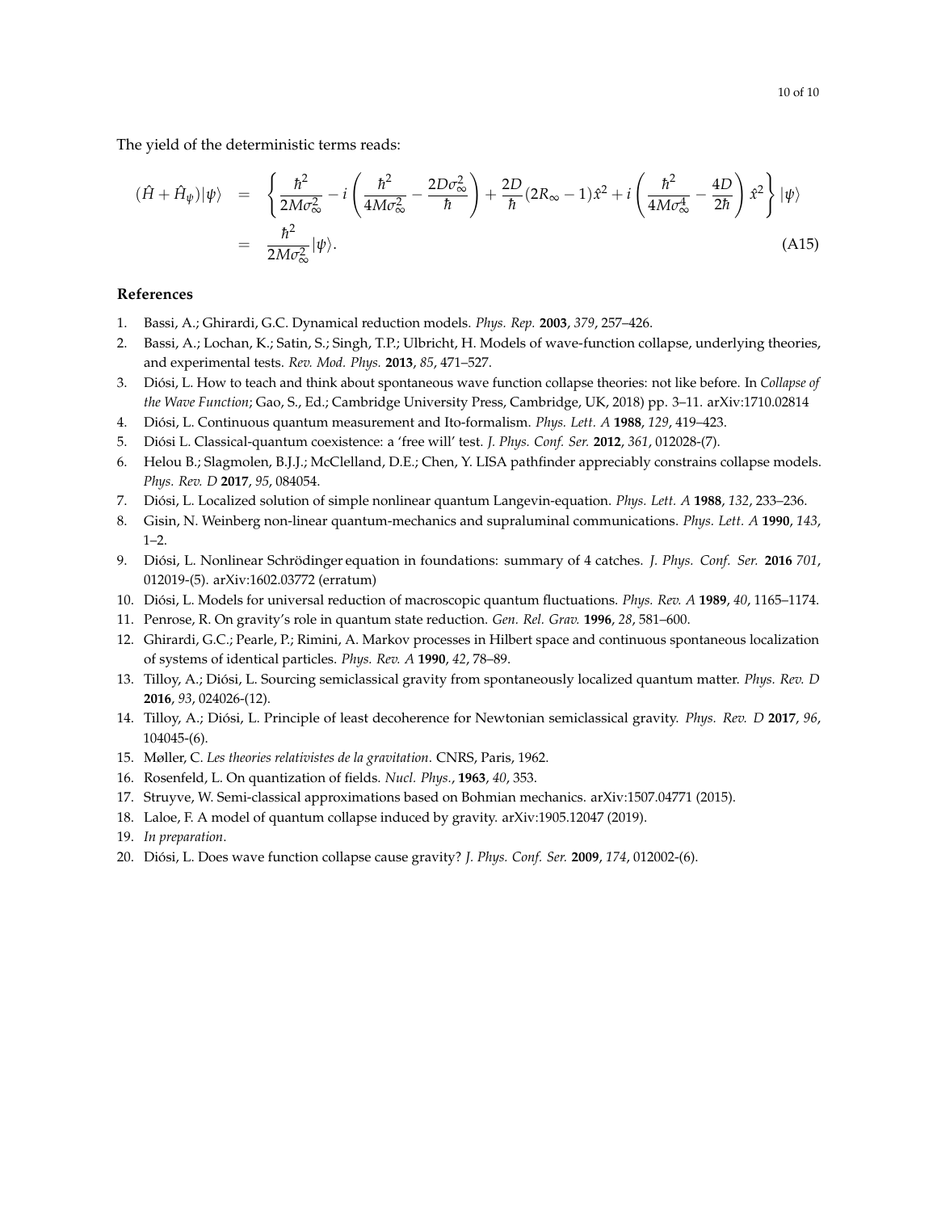The yield of the deterministic terms reads:

$$
\begin{aligned}
(\hat{H} + \hat{H}_\psi)|\psi\rangle &= \left\{ \frac{\hbar^2}{2M\sigma_\infty^2} - i\left(\frac{\hbar^2}{4M\sigma_\infty^2} - \frac{2D\sigma_\infty^2}{\hbar}\right) + \frac{2D}{\hbar}(2R_\infty - 1)\hat{x}^2 + i\left(\frac{\hbar^2}{4M\sigma_\infty^4} - \frac{4D}{2\hbar}\right)\hat{x}^2 \right\}|\psi\rangle \\
&= \frac{\hbar^2}{2M\sigma_\infty^2}|\psi\rangle.
\end{aligned}
\tag{A15}
$$

## References

1. Bassi, A.; Ghirardi, G.C. Dynamical reduction models. *Phys. Rep.* **2003**, *379*, 257–426.
2. Bassi, A.; Lochan, K.; Satin, S.; Singh, T.P.; Ulbricht, H. Models of wave-function collapse, underlying theories, and experimental tests. *Rev. Mod. Phys.* **2013**, *85*, 471–527.
3. Diósi, L. How to teach and think about spontaneous wave function collapse theories: not like before. In *Collapse of the Wave Function*; Gao, S., Ed.; Cambridge University Press, Cambridge, UK, 2018) pp. 3–11. arXiv:1710.02814
4. Diósi, L. Continuous quantum measurement and Ito-formalism. *Phys. Lett. A* **1988**, *129*, 419–423.
5. Diósi L. Classical-quantum coexistence: a 'free will' test. *J. Phys. Conf. Ser.* **2012**, *361*, 012028-(7).
6. Helou B.; Slagmolen, B.J.J.; McClelland, D.E.; Chen, Y. LISA pathfinder appreciably constrains collapse models. *Phys. Rev. D* **2017**, *95*, 084054.
7. Diósi, L. Localized solution of simple nonlinear quantum Langevin-equation. *Phys. Lett. A* **1988**, *132*, 233–236.
8. Gisin, N. Weinberg non-linear quantum-mechanics and supraluminal communications. *Phys. Lett. A* **1990**, *143*, 1–2.
9. Diósi, L. Nonlinear Schrödinger equation in foundations: summary of 4 catches. *J. Phys. Conf. Ser.* **2016** *701*, 012019-(5). arXiv:1602.03772 (erratum)
10. Diósi, L. Models for universal reduction of macroscopic quantum fluctuations. *Phys. Rev. A* **1989**, *40*, 1165–1174.
11. Penrose, R. On gravity's role in quantum state reduction. *Gen. Rel. Grav.* **1996**, *28*, 581–600.
12. Ghirardi, G.C.; Pearle, P.; Rimini, A. Markov processes in Hilbert space and continuous spontaneous localization of systems of identical particles. *Phys. Rev. A* **1990**, *42*, 78–89.
13. Tilloy, A.; Diósi, L. Sourcing semiclassical gravity from spontaneously localized quantum matter. *Phys. Rev. D* **2016**, *93*, 024026-(12).
14. Tilloy, A.; Diósi, L. Principle of least decoherence for Newtonian semiclassical gravity. *Phys. Rev. D* **2017**, *96*, 104045-(6).
15. Møller, C. *Les theories relativistes de la gravitation*. CNRS, Paris, 1962.
16. Rosenfeld, L. On quantization of fields. *Nucl. Phys.*, **1963**, *40*, 353.
17. Struyve, W. Semi-classical approximations based on Bohmian mechanics. arXiv:1507.04771 (2015).
18. Laloe, F. A model of quantum collapse induced by gravity. arXiv:1905.12047 (2019).
19. *In preparation*.
20. Diósi, L. Does wave function collapse cause gravity? *J. Phys. Conf. Ser.* **2009**, *174*, 012002-(6).